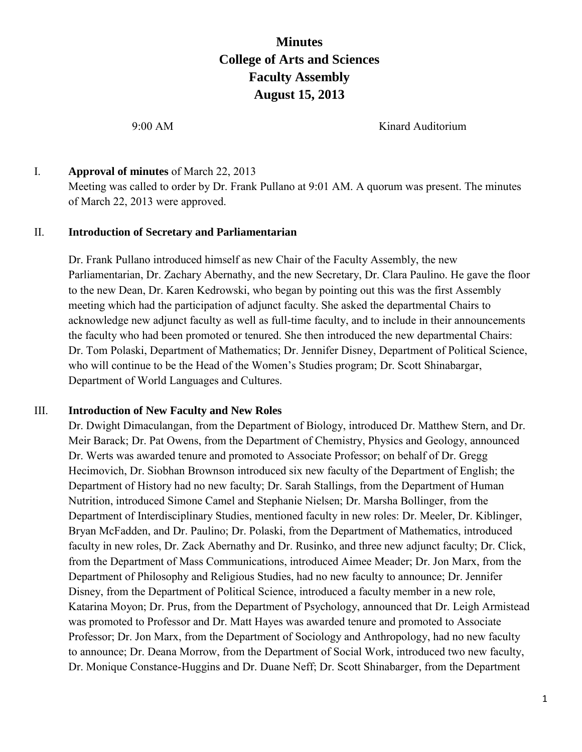# Minutes
# College of Arts and Sciences
# Faculty Assembly
# August 15, 2013

9:00 AM Kinard Auditorium

I. **Approval of minutes** of March 22, 2013

Meeting was called to order by Dr. Frank Pullano at 9:01 AM. A quorum was present. The minutes of March 22, 2013 were approved.

II. **Introduction of Secretary and Parliamentarian**

Dr. Frank Pullano introduced himself as new Chair of the Faculty Assembly, the new Parliamentarian, Dr. Zachary Abernathy, and the new Secretary, Dr. Clara Paulino. He gave the floor to the new Dean, Dr. Karen Kedrowski, who began by pointing out this was the first Assembly meeting which had the participation of adjunct faculty. She asked the departmental Chairs to acknowledge new adjunct faculty as well as full-time faculty, and to include in their announcements the faculty who had been promoted or tenured. She then introduced the new departmental Chairs: Dr. Tom Polaski, Department of Mathematics; Dr. Jennifer Disney, Department of Political Science, who will continue to be the Head of the Women's Studies program; Dr. Scott Shinabargar, Department of World Languages and Cultures.

III. **Introduction of New Faculty and New Roles**

Dr. Dwight Dimaculangan, from the Department of Biology, introduced Dr. Matthew Stern, and Dr. Meir Barack; Dr. Pat Owens, from the Department of Chemistry, Physics and Geology, announced Dr. Werts was awarded tenure and promoted to Associate Professor; on behalf of Dr. Gregg Hecimovich, Dr. Siobhan Brownson introduced six new faculty of the Department of English; the Department of History had no new faculty; Dr. Sarah Stallings, from the Department of Human Nutrition, introduced Simone Camel and Stephanie Nielsen; Dr. Marsha Bollinger, from the Department of Interdisciplinary Studies, mentioned faculty in new roles: Dr. Meeler, Dr. Kiblinger, Bryan McFadden, and Dr. Paulino; Dr. Polaski, from the Department of Mathematics, introduced faculty in new roles, Dr. Zack Abernathy and Dr. Rusinko, and three new adjunct faculty; Dr. Click, from the Department of Mass Communications, introduced Aimee Meader; Dr. Jon Marx, from the Department of Philosophy and Religious Studies, had no new faculty to announce; Dr. Jennifer Disney, from the Department of Political Science, introduced a faculty member in a new role, Katarina Moyon; Dr. Prus, from the Department of Psychology, announced that Dr. Leigh Armistead was promoted to Professor and Dr. Matt Hayes was awarded tenure and promoted to Associate Professor; Dr. Jon Marx, from the Department of Sociology and Anthropology, had no new faculty to announce; Dr. Deana Morrow, from the Department of Social Work, introduced two new faculty, Dr. Monique Constance-Huggins and Dr. Duane Neff; Dr. Scott Shinabarger, from the Department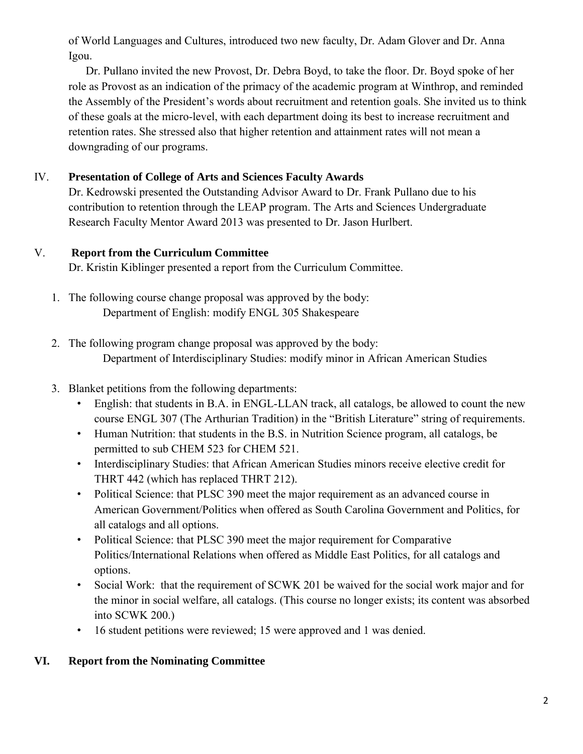of World Languages and Cultures, introduced two new faculty, Dr. Adam Glover and Dr. Anna Igou.

Dr. Pullano invited the new Provost, Dr. Debra Boyd, to take the floor. Dr. Boyd spoke of her role as Provost as an indication of the primacy of the academic program at Winthrop, and reminded the Assembly of the President's words about recruitment and retention goals. She invited us to think of these goals at the micro-level, with each department doing its best to increase recruitment and retention rates. She stressed also that higher retention and attainment rates will not mean a downgrading of our programs.

## IV. Presentation of College of Arts and Sciences Faculty Awards

Dr. Kedrowski presented the Outstanding Advisor Award to Dr. Frank Pullano due to his contribution to retention through the LEAP program. The Arts and Sciences Undergraduate Research Faculty Mentor Award 2013 was presented to Dr. Jason Hurlbert.

## V. Report from the Curriculum Committee

Dr. Kristin Kiblinger presented a report from the Curriculum Committee.

1. The following course change proposal was approved by the body:
   Department of English: modify ENGL 305 Shakespeare

2. The following program change proposal was approved by the body:
   Department of Interdisciplinary Studies: modify minor in African American Studies

3. Blanket petitions from the following departments:
   - English: that students in B.A. in ENGL-LLAN track, all catalogs, be allowed to count the new course ENGL 307 (The Arthurian Tradition) in the "British Literature" string of requirements.
   - Human Nutrition: that students in the B.S. in Nutrition Science program, all catalogs, be permitted to sub CHEM 523 for CHEM 521.
   - Interdisciplinary Studies: that African American Studies minors receive elective credit for THRT 442 (which has replaced THRT 212).
   - Political Science: that PLSC 390 meet the major requirement as an advanced course in American Government/Politics when offered as South Carolina Government and Politics, for all catalogs and all options.
   - Political Science: that PLSC 390 meet the major requirement for Comparative Politics/International Relations when offered as Middle East Politics, for all catalogs and options.
   - Social Work: that the requirement of SCWK 201 be waived for the social work major and for the minor in social welfare, all catalogs. (This course no longer exists; its content was absorbed into SCWK 200.)
   - 16 student petitions were reviewed; 15 were approved and 1 was denied.

## VI. Report from the Nominating Committee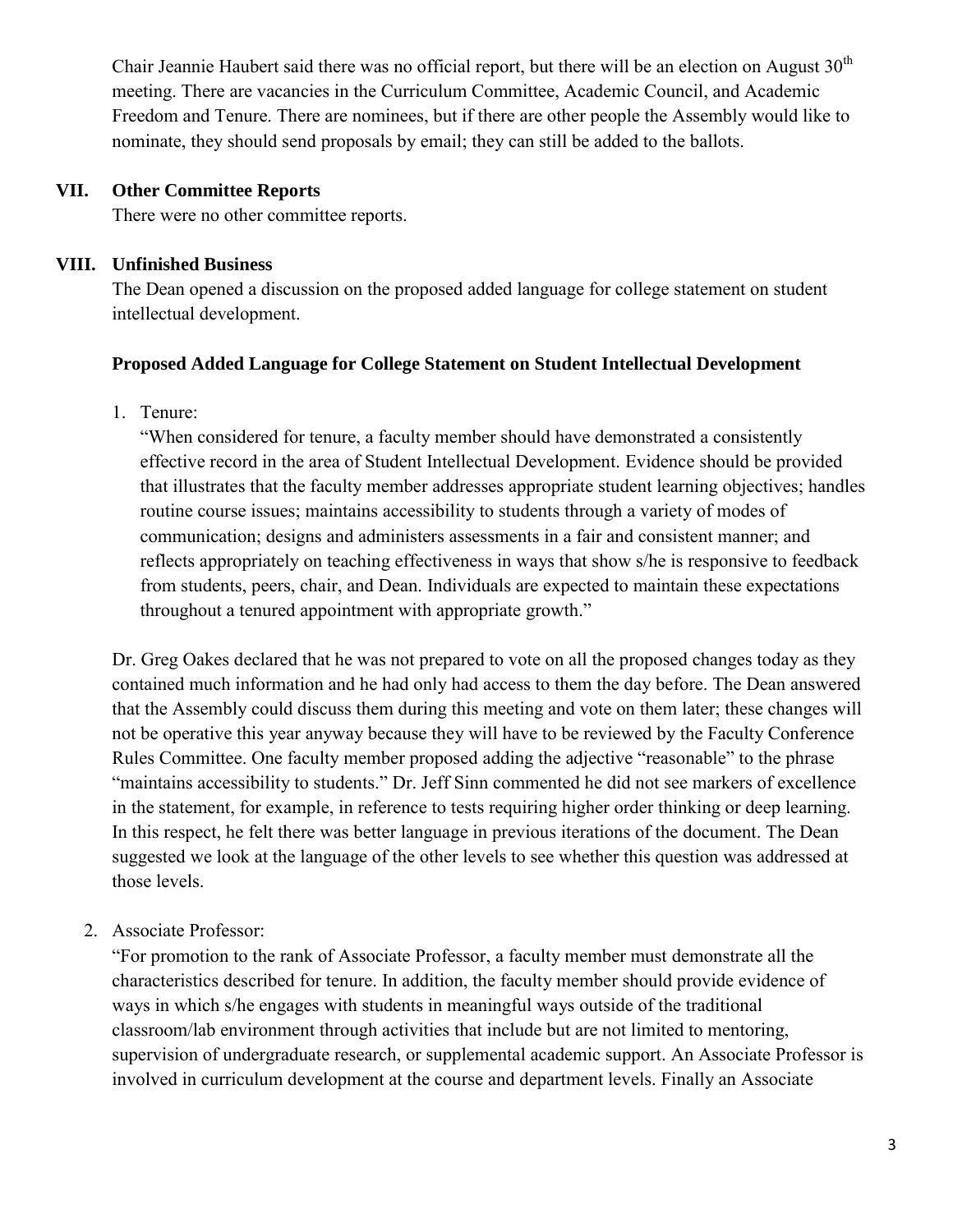Chair Jeannie Haubert said there was no official report, but there will be an election on August 30th meeting. There are vacancies in the Curriculum Committee, Academic Council, and Academic Freedom and Tenure. There are nominees, but if there are other people the Assembly would like to nominate, they should send proposals by email; they can still be added to the ballots.

## VII. Other Committee Reports

There were no other committee reports.

## VIII. Unfinished Business

The Dean opened a discussion on the proposed added language for college statement on student intellectual development.

### Proposed Added Language for College Statement on Student Intellectual Development

1. Tenure:

   "When considered for tenure, a faculty member should have demonstrated a consistently effective record in the area of Student Intellectual Development. Evidence should be provided that illustrates that the faculty member addresses appropriate student learning objectives; handles routine course issues; maintains accessibility to students through a variety of modes of communication; designs and administers assessments in a fair and consistent manner; and reflects appropriately on teaching effectiveness in ways that show s/he is responsive to feedback from students, peers, chair, and Dean. Individuals are expected to maintain these expectations throughout a tenured appointment with appropriate growth."

   Dr. Greg Oakes declared that he was not prepared to vote on all the proposed changes today as they contained much information and he had only had access to them the day before. The Dean answered that the Assembly could discuss them during this meeting and vote on them later; these changes will not be operative this year anyway because they will have to be reviewed by the Faculty Conference Rules Committee. One faculty member proposed adding the adjective "reasonable" to the phrase "maintains accessibility to students." Dr. Jeff Sinn commented he did not see markers of excellence in the statement, for example, in reference to tests requiring higher order thinking or deep learning. In this respect, he felt there was better language in previous iterations of the document. The Dean suggested we look at the language of the other levels to see whether this question was addressed at those levels.

2. Associate Professor:

   "For promotion to the rank of Associate Professor, a faculty member must demonstrate all the characteristics described for tenure. In addition, the faculty member should provide evidence of ways in which s/he engages with students in meaningful ways outside of the traditional classroom/lab environment through activities that include but are not limited to mentoring, supervision of undergraduate research, or supplemental academic support. An Associate Professor is involved in curriculum development at the course and department levels. Finally an Associate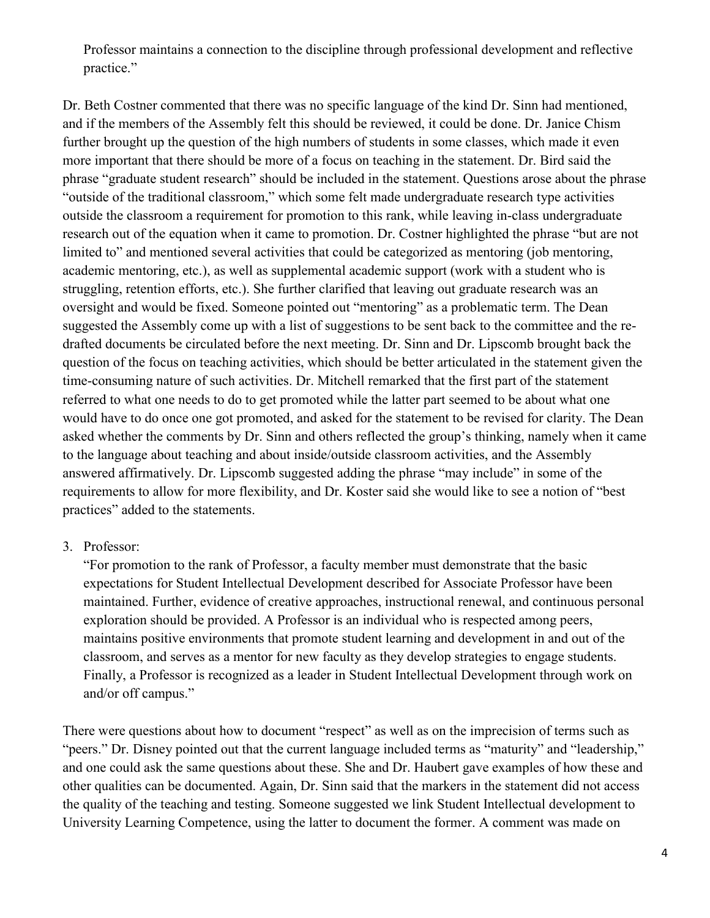Professor maintains a connection to the discipline through professional development and reflective practice."

Dr. Beth Costner commented that there was no specific language of the kind Dr. Sinn had mentioned, and if the members of the Assembly felt this should be reviewed, it could be done. Dr. Janice Chism further brought up the question of the high numbers of students in some classes, which made it even more important that there should be more of a focus on teaching in the statement. Dr. Bird said the phrase "graduate student research" should be included in the statement. Questions arose about the phrase "outside of the traditional classroom," which some felt made undergraduate research type activities outside the classroom a requirement for promotion to this rank, while leaving in-class undergraduate research out of the equation when it came to promotion. Dr. Costner highlighted the phrase "but are not limited to" and mentioned several activities that could be categorized as mentoring (job mentoring, academic mentoring, etc.), as well as supplemental academic support (work with a student who is struggling, retention efforts, etc.). She further clarified that leaving out graduate research was an oversight and would be fixed. Someone pointed out "mentoring" as a problematic term. The Dean suggested the Assembly come up with a list of suggestions to be sent back to the committee and the re-drafted documents be circulated before the next meeting. Dr. Sinn and Dr. Lipscomb brought back the question of the focus on teaching activities, which should be better articulated in the statement given the time-consuming nature of such activities. Dr. Mitchell remarked that the first part of the statement referred to what one needs to do to get promoted while the latter part seemed to be about what one would have to do once one got promoted, and asked for the statement to be revised for clarity. The Dean asked whether the comments by Dr. Sinn and others reflected the group's thinking, namely when it came to the language about teaching and about inside/outside classroom activities, and the Assembly answered affirmatively. Dr. Lipscomb suggested adding the phrase "may include" in some of the requirements to allow for more flexibility, and Dr. Koster said she would like to see a notion of "best practices" added to the statements.

3. Professor:

   "For promotion to the rank of Professor, a faculty member must demonstrate that the basic expectations for Student Intellectual Development described for Associate Professor have been maintained. Further, evidence of creative approaches, instructional renewal, and continuous personal exploration should be provided. A Professor is an individual who is respected among peers, maintains positive environments that promote student learning and development in and out of the classroom, and serves as a mentor for new faculty as they develop strategies to engage students. Finally, a Professor is recognized as a leader in Student Intellectual Development through work on and/or off campus."

There were questions about how to document "respect" as well as on the imprecision of terms such as "peers." Dr. Disney pointed out that the current language included terms as "maturity" and "leadership," and one could ask the same questions about these. She and Dr. Haubert gave examples of how these and other qualities can be documented. Again, Dr. Sinn said that the markers in the statement did not access the quality of the teaching and testing. Someone suggested we link Student Intellectual development to University Learning Competence, using the latter to document the former. A comment was made on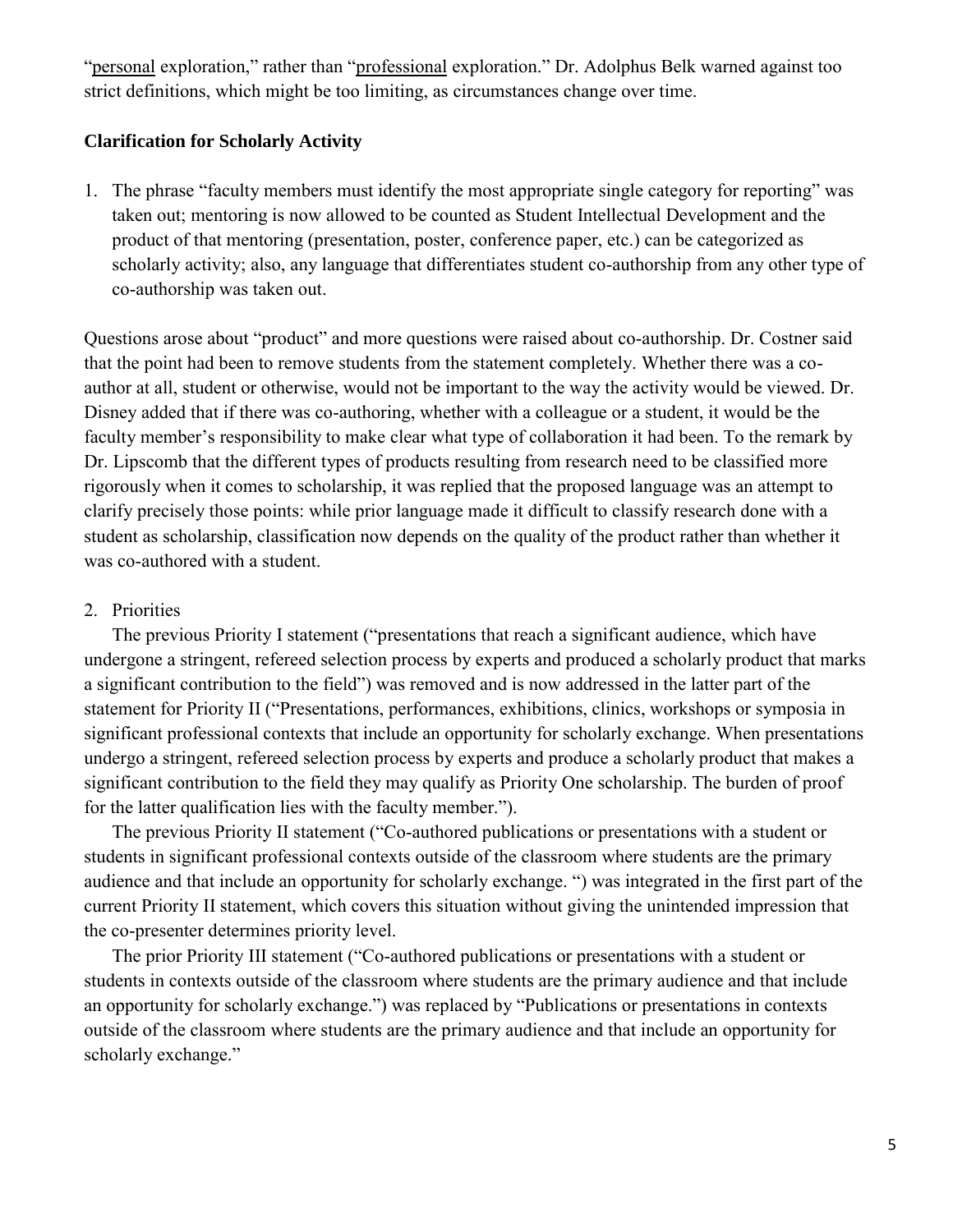"personal exploration," rather than "professional exploration." Dr. Adolphus Belk warned against too strict definitions, which might be too limiting, as circumstances change over time.

**Clarification for Scholarly Activity**

1. The phrase "faculty members must identify the most appropriate single category for reporting" was taken out; mentoring is now allowed to be counted as Student Intellectual Development and the product of that mentoring (presentation, poster, conference paper, etc.) can be categorized as scholarly activity; also, any language that differentiates student co-authorship from any other type of co-authorship was taken out.

Questions arose about "product" and more questions were raised about co-authorship. Dr. Costner said that the point had been to remove students from the statement completely. Whether there was a co-author at all, student or otherwise, would not be important to the way the activity would be viewed. Dr. Disney added that if there was co-authoring, whether with a colleague or a student, it would be the faculty member's responsibility to make clear what type of collaboration it had been. To the remark by Dr. Lipscomb that the different types of products resulting from research need to be classified more rigorously when it comes to scholarship, it was replied that the proposed language was an attempt to clarify precisely those points: while prior language made it difficult to classify research done with a student as scholarship, classification now depends on the quality of the product rather than whether it was co-authored with a student.

2. Priorities

   The previous Priority I statement ("presentations that reach a significant audience, which have undergone a stringent, refereed selection process by experts and produced a scholarly product that marks a significant contribution to the field") was removed and is now addressed in the latter part of the statement for Priority II ("Presentations, performances, exhibitions, clinics, workshops or symposia in significant professional contexts that include an opportunity for scholarly exchange. When presentations undergo a stringent, refereed selection process by experts and produce a scholarly product that makes a significant contribution to the field they may qualify as Priority One scholarship. The burden of proof for the latter qualification lies with the faculty member.").

   The previous Priority II statement ("Co-authored publications or presentations with a student or students in significant professional contexts outside of the classroom where students are the primary audience and that include an opportunity for scholarly exchange. ") was integrated in the first part of the current Priority II statement, which covers this situation without giving the unintended impression that the co-presenter determines priority level.

   The prior Priority III statement ("Co-authored publications or presentations with a student or students in contexts outside of the classroom where students are the primary audience and that include an opportunity for scholarly exchange.") was replaced by "Publications or presentations in contexts outside of the classroom where students are the primary audience and that include an opportunity for scholarly exchange."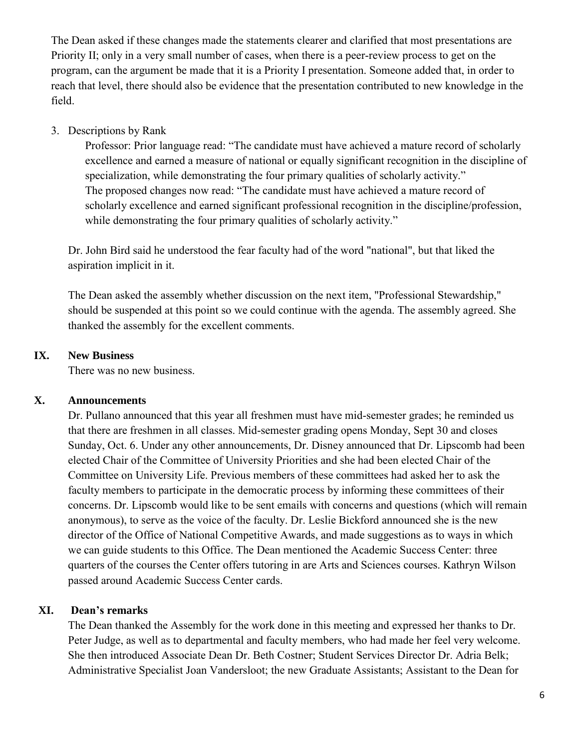The Dean asked if these changes made the statements clearer and clarified that most presentations are Priority II; only in a very small number of cases, when there is a peer-review process to get on the program, can the argument be made that it is a Priority I presentation. Someone added that, in order to reach that level, there should also be evidence that the presentation contributed to new knowledge in the field.

3. Descriptions by Rank

   Professor: Prior language read: "The candidate must have achieved a mature record of scholarly excellence and earned a measure of national or equally significant recognition in the discipline of specialization, while demonstrating the four primary qualities of scholarly activity."
   The proposed changes now read: "The candidate must have achieved a mature record of scholarly excellence and earned significant professional recognition in the discipline/profession, while demonstrating the four primary qualities of scholarly activity."

Dr. John Bird said he understood the fear faculty had of the word "national", but that liked the aspiration implicit in it.

The Dean asked the assembly whether discussion on the next item, "Professional Stewardship," should be suspended at this point so we could continue with the agenda. The assembly agreed. She thanked the assembly for the excellent comments.

## IX. New Business

There was no new business.

## X. Announcements

Dr. Pullano announced that this year all freshmen must have mid-semester grades; he reminded us that there are freshmen in all classes. Mid-semester grading opens Monday, Sept 30 and closes Sunday, Oct. 6. Under any other announcements, Dr. Disney announced that Dr. Lipscomb had been elected Chair of the Committee of University Priorities and she had been elected Chair of the Committee on University Life. Previous members of these committees had asked her to ask the faculty members to participate in the democratic process by informing these committees of their concerns. Dr. Lipscomb would like to be sent emails with concerns and questions (which will remain anonymous), to serve as the voice of the faculty. Dr. Leslie Bickford announced she is the new director of the Office of National Competitive Awards, and made suggestions as to ways in which we can guide students to this Office. The Dean mentioned the Academic Success Center: three quarters of the courses the Center offers tutoring in are Arts and Sciences courses. Kathryn Wilson passed around Academic Success Center cards.

## XI. Dean's remarks

The Dean thanked the Assembly for the work done in this meeting and expressed her thanks to Dr. Peter Judge, as well as to departmental and faculty members, who had made her feel very welcome. She then introduced Associate Dean Dr. Beth Costner; Student Services Director Dr. Adria Belk; Administrative Specialist Joan Vandersloot; the new Graduate Assistants; Assistant to the Dean for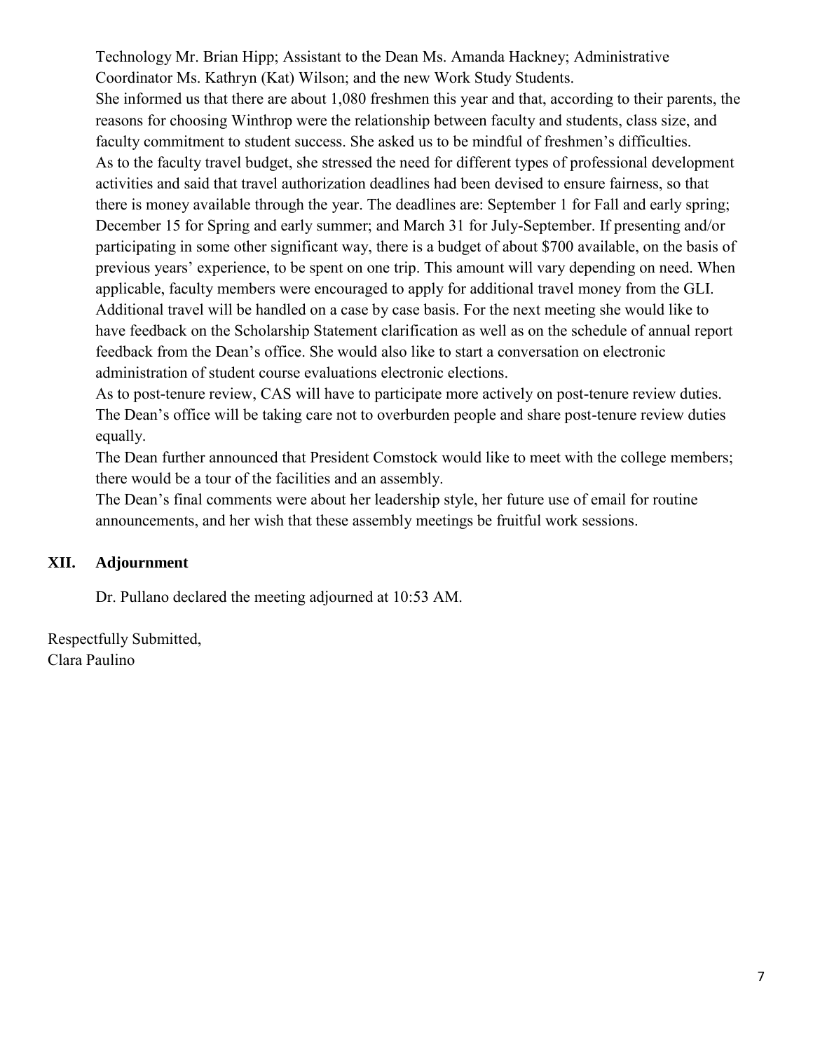Technology Mr. Brian Hipp; Assistant to the Dean Ms. Amanda Hackney; Administrative Coordinator Ms. Kathryn (Kat) Wilson; and the new Work Study Students.

She informed us that there are about 1,080 freshmen this year and that, according to their parents, the reasons for choosing Winthrop were the relationship between faculty and students, class size, and faculty commitment to student success. She asked us to be mindful of freshmen's difficulties.

As to the faculty travel budget, she stressed the need for different types of professional development activities and said that travel authorization deadlines had been devised to ensure fairness, so that there is money available through the year. The deadlines are: September 1 for Fall and early spring; December 15 for Spring and early summer; and March 31 for July-September. If presenting and/or participating in some other significant way, there is a budget of about $700 available, on the basis of previous years' experience, to be spent on one trip. This amount will vary depending on need. When applicable, faculty members were encouraged to apply for additional travel money from the GLI. Additional travel will be handled on a case by case basis. For the next meeting she would like to have feedback on the Scholarship Statement clarification as well as on the schedule of annual report feedback from the Dean's office. She would also like to start a conversation on electronic administration of student course evaluations electronic elections.

As to post-tenure review, CAS will have to participate more actively on post-tenure review duties. The Dean's office will be taking care not to overburden people and share post-tenure review duties equally.

The Dean further announced that President Comstock would like to meet with the college members; there would be a tour of the facilities and an assembly.

The Dean's final comments were about her leadership style, her future use of email for routine announcements, and her wish that these assembly meetings be fruitful work sessions.

## XII. Adjournment

Dr. Pullano declared the meeting adjourned at 10:53 AM.

Respectfully Submitted,
Clara Paulino